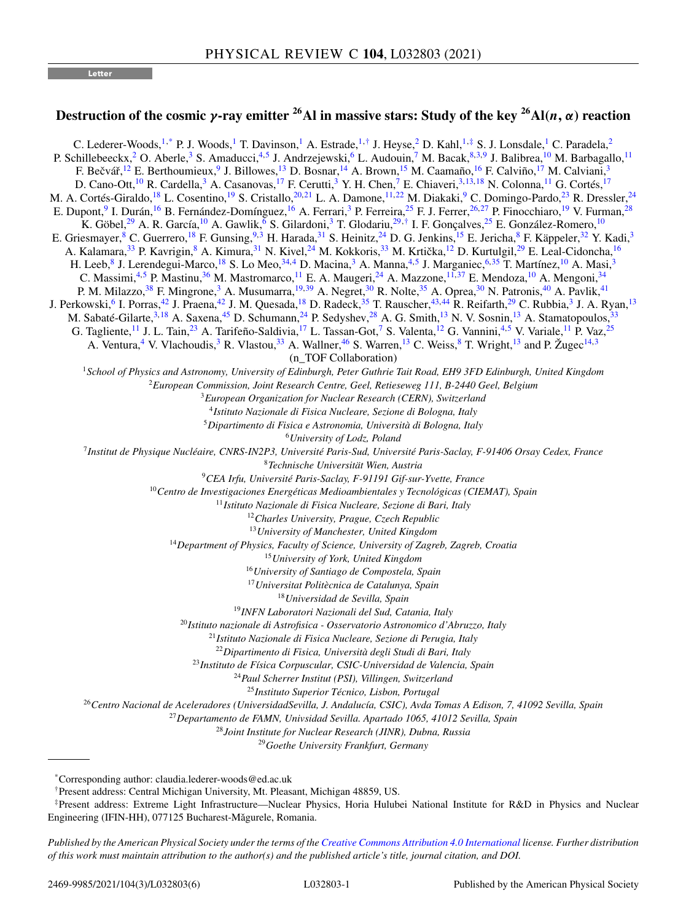Letter

# Destruction of the cosmic $\gamma$-ray emitter $^{26}$Al in massive stars: Study of the key $^{26}$Al($n$, $\alpha$) reaction

C. Lederer-Woods,[1,*] P. J. Woods,[1] T. Davinson,[1] A. Estrade,[1,†] J. Heyse,[2] D. Kahl,[1,‡] S. J. Lonsdale,[1] C. Paradela,[2] P. Schillebeeckx,[2] O. Aberle,[3] S. Amaducci,[4,5] J. Andrzejewski,[6] L. Audouin,[7] M. Bacak,[8,3,9] J. Balibrea,[10] M. Barbagallo,[11] F. Bečvář,[12] E. Berthoumieux,[9] J. Billowes,[13] D. Bosnar,[14] A. Brown,[15] M. Caamaño,[16] F. Calviño,[17] M. Calviani,[3] D. Cano-Ott,[10] R. Cardella,[3] A. Casanovas,[17] F. Cerutti,[3] Y. H. Chen,[7] E. Chiaveri,[3,13,18] N. Colonna,[11] G. Cortés,[17] M. A. Cortés-Giraldo,[18] L. Cosentino,[19] S. Cristallo,[20,21] L. A. Damone,[11,22] M. Diakaki,[9] C. Domingo-Pardo,[23] R. Dressler,[24] E. Dupont,[9] I. Durán,[16] B. Fernández-Domínguez,[16] A. Ferrari,[3] P. Ferreira,[25] F. J. Ferrer,[26,27] P. Finocchiaro,[19] V. Furman,[28] K. Göbel,[29] A. R. García,[10] A. Gawlik,[6] S. Gilardoni,[3] T. Glodariu,[29,†] I. F. Gonçalves,[25] E. González-Romero,[10] E. Griesmayer,[8] C. Guerrero,[18] F. Gunsing,[9,3] H. Harada,[31] S. Heinitz,[24] D. G. Jenkins,[15] E. Jericha,[8] F. Käppeler,[32] Y. Kadi,[3] A. Kalamara,[33] P. Kavrigin,[8] A. Kimura,[31] N. Kivel,[24] M. Kokkoris,[33] M. Krtička,[12] D. Kurtulgil,[29] E. Leal-Cidoncha,[16] H. Leeb,[8] J. Lerendegui-Marco,[18] S. Lo Meo,[34,4] D. Macina,[3] A. Manna,[4,5] J. Marganiec,[6,35] T. Martínez,[10] A. Masi,[3] C. Massimi,[4,5] P. Mastinu,[36] M. Mastromarco,[11] E. A. Maugeri,[24] A. Mazzone,[11,37] E. Mendoza,[10] A. Mengoni,[34] P. M. Milazzo,[38] F. Mingrone,[3] A. Musumarra,[19,39] A. Negret,[30] R. Nolte,[35] A. Oprea,[30] N. Patronis,[40] A. Pavlik,[41] J. Perkowski,[6] I. Porras,[42] J. Praena,[42] J. M. Quesada,[18] D. Radeck,[35] T. Rauscher,[43,44] R. Reifarth,[29] C. Rubbia,[3] J. A. Ryan,[13] M. Sabaté-Gilarte,[3,18] A. Saxena,[45] D. Schumann,[24] P. Sedyshev,[28] A. G. Smith,[13] N. V. Sosnin,[13] A. Stamatopoulos,[33] G. Tagliente,[11] J. L. Tain,[23] A. Tarifeño-Saldivia,[17] L. Tassan-Got,[7] S. Valenta,[12] G. Vannini,[4,5] V. Variale,[11] P. Vaz,[25] A. Ventura,[4] V. Vlachoudis,[3] R. Vlastou,[33] A. Wallner,[46] S. Warren,[13] C. Weiss,[8] T. Wright,[13] and P. Žugec[14,3]

(n_TOF Collaboration)

[1]*School of Physics and Astronomy, University of Edinburgh, Peter Guthrie Tait Road, EH9 3FD Edinburgh, United Kingdom*
[2]*European Commission, Joint Research Centre, Geel, Retieseweg 111, B-2440 Geel, Belgium*
[3]*European Organization for Nuclear Research (CERN), Switzerland*
[4]*Istituto Nazionale di Fisica Nucleare, Sezione di Bologna, Italy*
[5]*Dipartimento di Fisica e Astronomia, Università di Bologna, Italy*
[6]*University of Lodz, Poland*
[7]*Institut de Physique Nucléaire, CNRS-IN2P3, Université Paris-Sud, Université Paris-Saclay, F-91406 Orsay Cedex, France*
[8]*Technische Universität Wien, Austria*
[9]*CEA Irfu, Université Paris-Saclay, F-91191 Gif-sur-Yvette, France*
[10]*Centro de Investigaciones Energéticas Medioambientales y Tecnológicas (CIEMAT), Spain*
[11]*Istituto Nazionale di Fisica Nucleare, Sezione di Bari, Italy*
[12]*Charles University, Prague, Czech Republic*
[13]*University of Manchester, United Kingdom*
[14]*Department of Physics, Faculty of Science, University of Zagreb, Zagreb, Croatia*
[15]*University of York, United Kingdom*
[16]*University of Santiago de Compostela, Spain*
[17]*Universitat Politècnica de Catalunya, Spain*
[18]*Universidad de Sevilla, Spain*
[19]*INFN Laboratori Nazionali del Sud, Catania, Italy*
[20]*Istituto nazionale di Astrofisica - Osservatorio Astronomico d'Abruzzo, Italy*
[21]*Istituto Nazionale di Fisica Nucleare, Sezione di Perugia, Italy*
[22]*Dipartimento di Fisica, Università degli Studi di Bari, Italy*
[23]*Instituto de Física Corpuscular, CSIC-Universidad de Valencia, Spain*
[24]*Paul Scherrer Institut (PSI), Villingen, Switzerland*
[25]*Instituto Superior Técnico, Lisbon, Portugal*
[26]*Centro Nacional de Aceleradores (UniversidadSevilla, J. Andalucía, CSIC), Avda Tomas A Edison, 7, 41092 Sevilla, Spain*
[27]*Departamento de FAMN, Univsidad Sevilla. Apartado 1065, 41012 Sevilla, Spain*
[28]*Joint Institute for Nuclear Research (JINR), Dubna, Russia*
[29]*Goethe University Frankfurt, Germany*

*Corresponding author: claudia.lederer-woods@ed.ac.uk

†Present address: Central Michigan University, Mt. Pleasant, Michigan 48859, US.

‡Present address: Extreme Light Infrastructure—Nuclear Physics, Horia Hulubei National Institute for R&D in Physics and Nuclear Engineering (IFIN-HH), 077125 Bucharest-Măgurele, Romania.

*Published by the American Physical Society under the terms of the Creative Commons Attribution 4.0 International license. Further distribution of this work must maintain attribution to the author(s) and the published article's title, journal citation, and DOI.*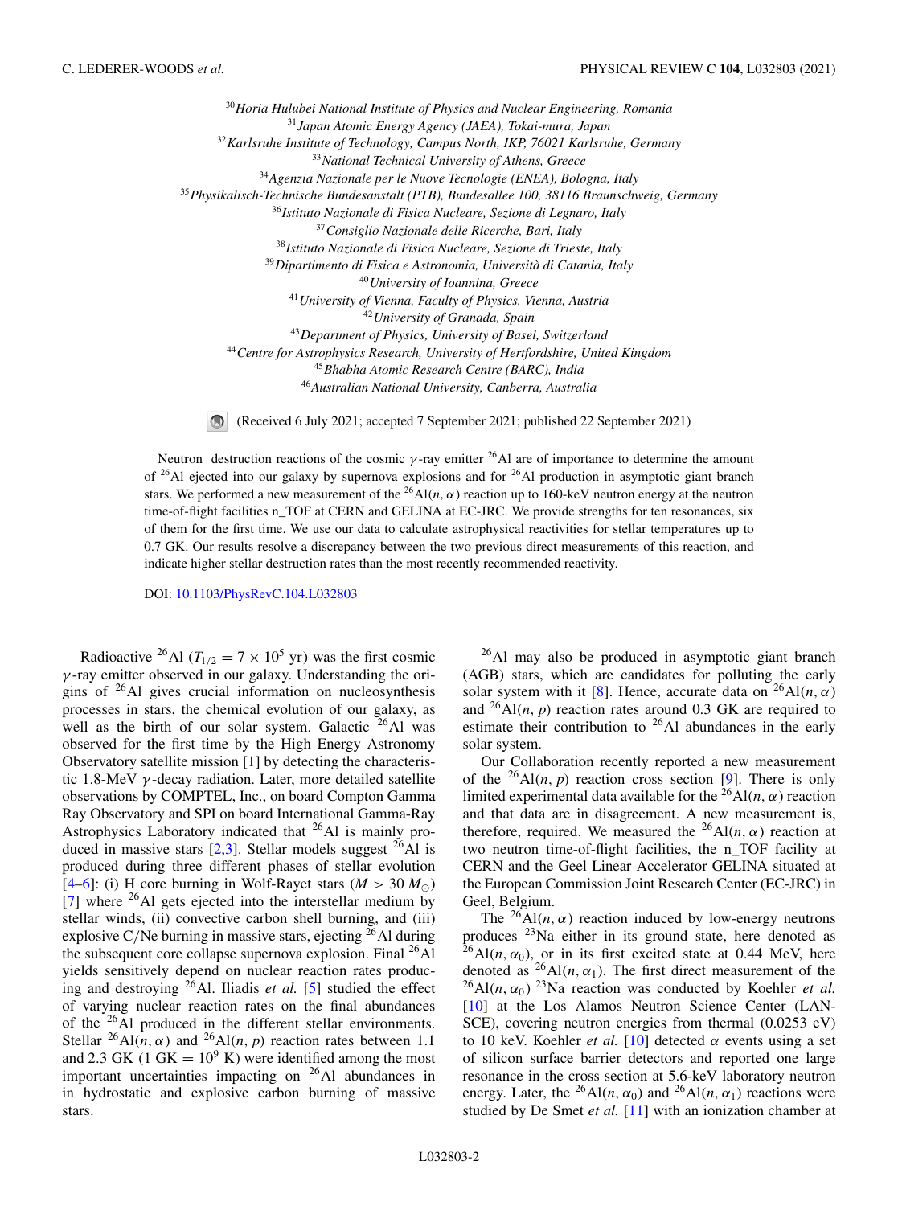[30] *Horia Hulubei National Institute of Physics and Nuclear Engineering, Romania*
[31] *Japan Atomic Energy Agency (JAEA), Tokai-mura, Japan*
[32] *Karlsruhe Institute of Technology, Campus North, IKP, 76021 Karlsruhe, Germany*
[33] *National Technical University of Athens, Greece*
[34] *Agenzia Nazionale per le Nuove Tecnologie (ENEA), Bologna, Italy*
[35] *Physikalisch-Technische Bundesanstalt (PTB), Bundesallee 100, 38116 Braunschweig, Germany*
[36] *Istituto Nazionale di Fisica Nucleare, Sezione di Legnaro, Italy*
[37] *Consiglio Nazionale delle Ricerche, Bari, Italy*
[38] *Istituto Nazionale di Fisica Nucleare, Sezione di Trieste, Italy*
[39] *Dipartimento di Fisica e Astronomia, Università di Catania, Italy*
[40] *University of Ioannina, Greece*
[41] *University of Vienna, Faculty of Physics, Vienna, Austria*
[42] *University of Granada, Spain*
[43] *Department of Physics, University of Basel, Switzerland*
[44] *Centre for Astrophysics Research, University of Hertfordshire, United Kingdom*
[45] *Bhabha Atomic Research Centre (BARC), India*
[46] *Australian National University, Canberra, Australia*

(Received 6 July 2021; accepted 7 September 2021; published 22 September 2021)

Neutron destruction reactions of the cosmic $\gamma$-ray emitter $^{26}$Al are of importance to determine the amount of $^{26}$Al ejected into our galaxy by supernova explosions and for $^{26}$Al production in asymptotic giant branch stars. We performed a new measurement of the $^{26}$Al$(n,\alpha)$ reaction up to 160-keV neutron energy at the neutron time-of-flight facilities n_TOF at CERN and GELINA at EC-JRC. We provide strengths for ten resonances, six of them for the first time. We use our data to calculate astrophysical reactivities for stellar temperatures up to 0.7 GK. Our results resolve a discrepancy between the two previous direct measurements of this reaction, and indicate higher stellar destruction rates than the most recently recommended reactivity.

DOI: 10.1103/PhysRevC.104.L032803

Radioactive $^{26}$Al ($T_{1/2} = 7 \times 10^5$ yr) was the first cosmic $\gamma$-ray emitter observed in our galaxy. Understanding the origins of $^{26}$Al gives crucial information on nucleosynthesis processes in stars, the chemical evolution of our galaxy, as well as the birth of our solar system. Galactic $^{26}$Al was observed for the first time by the High Energy Astronomy Observatory satellite mission [1] by detecting the characteristic 1.8-MeV $\gamma$-decay radiation. Later, more detailed satellite observations by COMPTEL, Inc., on board Compton Gamma Ray Observatory and SPI on board International Gamma-Ray Astrophysics Laboratory indicated that $^{26}$Al is mainly produced in massive stars [2,3]. Stellar models suggest $^{26}$Al is produced during three different phases of stellar evolution [4–6]: (i) H core burning in Wolf-Rayet stars ($M > 30\,M_\odot$) [7] where $^{26}$Al gets ejected into the interstellar medium by stellar winds, (ii) convective carbon shell burning, and (iii) explosive C/Ne burning in massive stars, ejecting $^{26}$Al during the subsequent core collapse supernova explosion. Final $^{26}$Al yields sensitively depend on nuclear reaction rates producing and destroying $^{26}$Al. Iliadis *et al.* [5] studied the effect of varying nuclear reaction rates on the final abundances of the $^{26}$Al produced in the different stellar environments. Stellar $^{26}$Al$(n,\alpha)$ and $^{26}$Al$(n,p)$ reaction rates between 1.1 and 2.3 GK (1 GK = $10^9$ K) were identified among the most important uncertainties impacting on $^{26}$Al abundances in in hydrostatic and explosive carbon burning of massive stars.

$^{26}$Al may also be produced in asymptotic giant branch (AGB) stars, which are candidates for polluting the early solar system with it [8]. Hence, accurate data on $^{26}$Al$(n,\alpha)$ and $^{26}$Al$(n,p)$ reaction rates around 0.3 GK are required to estimate their contribution to $^{26}$Al abundances in the early solar system.

Our Collaboration recently reported a new measurement of the $^{26}$Al$(n,p)$ reaction cross section [9]. There is only limited experimental data available for the $^{26}$Al$(n,\alpha)$ reaction and that data are in disagreement. A new measurement is, therefore, required. We measured the $^{26}$Al$(n,\alpha)$ reaction at two neutron time-of-flight facilities, the n_TOF facility at CERN and the Geel Linear Accelerator GELINA situated at the European Commission Joint Research Center (EC-JRC) in Geel, Belgium.

The $^{26}$Al$(n,\alpha)$ reaction induced by low-energy neutrons produces $^{23}$Na either in its ground state, here denoted as $^{26}$Al$(n,\alpha_0)$, or in its first excited state at 0.44 MeV, here denoted as $^{26}$Al$(n,\alpha_1)$. The first direct measurement of the $^{26}$Al$(n,\alpha_0)$ $^{23}$Na reaction was conducted by Koehler *et al.* [10] at the Los Alamos Neutron Science Center (LANSCE), covering neutron energies from thermal (0.0253 eV) to 10 keV. Koehler *et al.* [10] detected $\alpha$ events using a set of silicon surface barrier detectors and reported one large resonance in the cross section at 5.6-keV laboratory neutron energy. Later, the $^{26}$Al$(n,\alpha_0)$ and $^{26}$Al$(n,\alpha_1)$ reactions were studied by De Smet *et al.* [11] with an ionization chamber at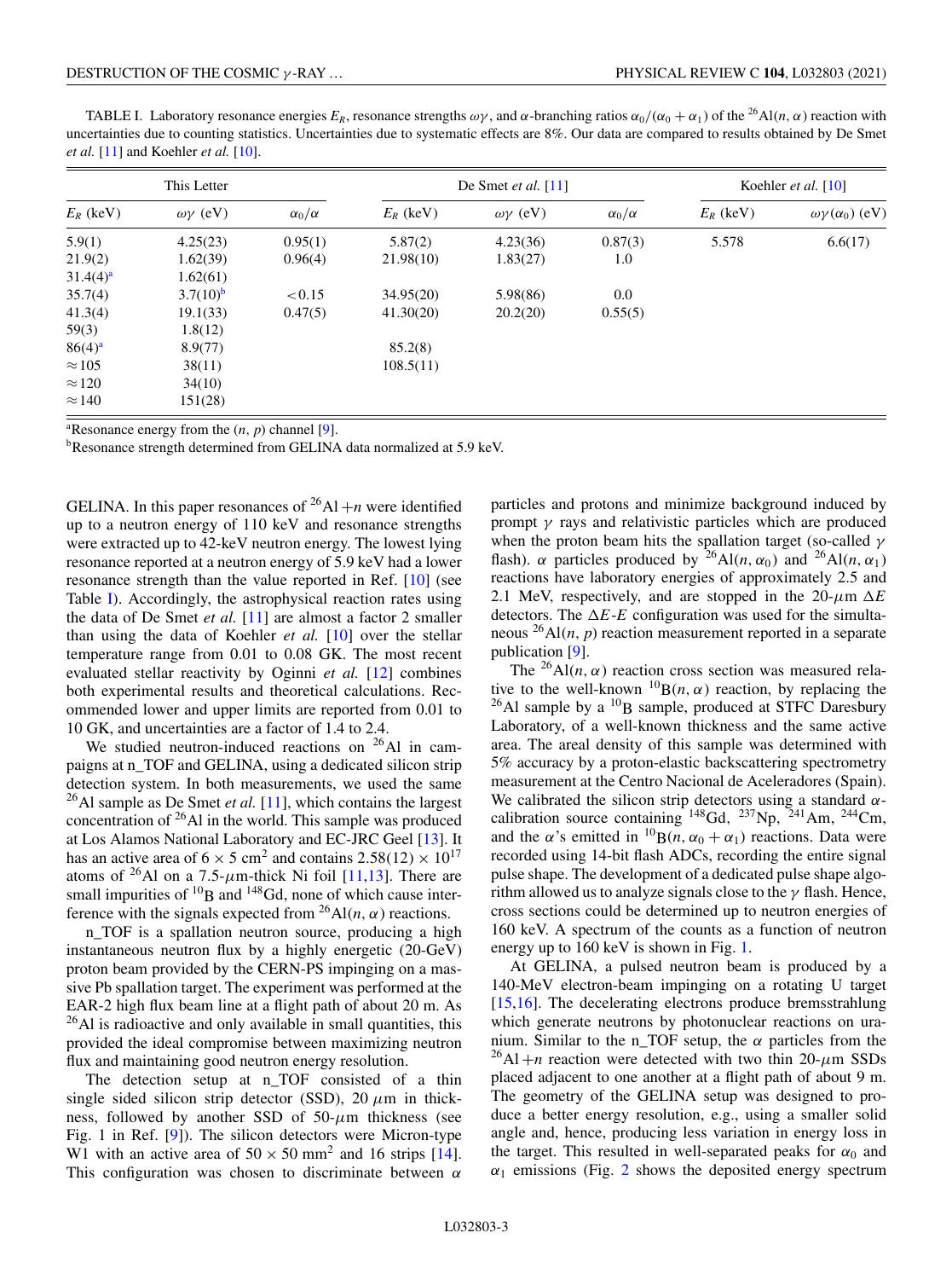TABLE I. Laboratory resonance energies $E_R$, resonance strengths $\omega\gamma$, and $\alpha$-branching ratios $\alpha_0/(\alpha_0+\alpha_1)$ of the $^{26}$Al($n$, $\alpha$) reaction with uncertainties due to counting statistics. Uncertainties due to systematic effects are 8%. Our data are compared to results obtained by De Smet *et al.* [11] and Koehler *et al.* [10].

| This Letter | | | De Smet *et al.* [11] | | | Koehler *et al.* [10] | |
|---|---|---|---|---|---|---|---|
| $E_R$ (keV) | $\omega\gamma$ (eV) | $\alpha_0/\alpha$ | $E_R$ (keV) | $\omega\gamma$ (eV) | $\alpha_0/\alpha$ | $E_R$ (keV) | $\omega\gamma(\alpha_0)$ (eV) |
| 5.9(1) | 4.25(23) | 0.95(1) | 5.87(2) | 4.23(36) | 0.87(3) | 5.578 | 6.6(17) |
| 21.9(2) | 1.62(39) | 0.96(4) | 21.98(10) | 1.83(27) | 1.0 | | |
| 31.4(4)[a] | 1.62(61) | | | | | | |
| 35.7(4) | 3.7(10)[b] | <0.15 | 34.95(20) | 5.98(86) | 0.0 | | |
| 41.3(4) | 19.1(33) | 0.47(5) | 41.30(20) | 20.2(20) | 0.55(5) | | |
| 59(3) | 1.8(12) | | | | | | |
| 86(4)[a] | 8.9(77) | | 85.2(8) | | | | |
| ≈105 | 38(11) | | 108.5(11) | | | | |
| ≈120 | 34(10) | | | | | | |
| ≈140 | 151(28) | | | | | | |

[a]Resonance energy from the ($n$, $p$) channel [9].

[b]Resonance strength determined from GELINA data normalized at 5.9 keV.

GELINA. In this paper resonances of $^{26}$Al $+n$ were identified up to a neutron energy of 110 keV and resonance strengths were extracted up to 42-keV neutron energy. The lowest lying resonance reported at a neutron energy of 5.9 keV had a lower resonance strength than the value reported in Ref. [10] (see Table I). Accordingly, the astrophysical reaction rates using the data of De Smet *et al.* [11] are almost a factor 2 smaller than using the data of Koehler *et al.* [10] over the stellar temperature range from 0.01 to 0.08 GK. The most recent evaluated stellar reactivity by Oginni *et al.* [12] combines both experimental results and theoretical calculations. Recommended lower and upper limits are reported from 0.01 to 10 GK, and uncertainties are a factor of 1.4 to 2.4.

We studied neutron-induced reactions on $^{26}$Al in campaigns at n_TOF and GELINA, using a dedicated silicon strip detection system. In both measurements, we used the same $^{26}$Al sample as De Smet *et al.* [11], which contains the largest concentration of $^{26}$Al in the world. This sample was produced at Los Alamos National Laboratory and EC-JRC Geel [13]. It has an active area of $6 \times 5$ cm$^2$ and contains $2.58(12) \times 10^{17}$ atoms of $^{26}$Al on a 7.5-$\mu$m-thick Ni foil [11,13]. There are small impurities of $^{10}$B and $^{148}$Gd, none of which cause interference with the signals expected from $^{26}$Al($n$, $\alpha$) reactions.

n_TOF is a spallation neutron source, producing a high instantaneous neutron flux by a highly energetic (20-GeV) proton beam provided by the CERN-PS impinging on a massive Pb spallation target. The experiment was performed at the EAR-2 high flux beam line at a flight path of about 20 m. As $^{26}$Al is radioactive and only available in small quantities, this provided the ideal compromise between maximizing neutron flux and maintaining good neutron energy resolution.

The detection setup at n_TOF consisted of a thin single sided silicon strip detector (SSD), 20 $\mu$m in thickness, followed by another SSD of 50-$\mu$m thickness (see Fig. 1 in Ref. [9]). The silicon detectors were Micron-type W1 with an active area of $50 \times 50$ mm$^2$ and 16 strips [14]. This configuration was chosen to discriminate between $\alpha$ particles and protons and minimize background induced by prompt $\gamma$ rays and relativistic particles which are produced when the proton beam hits the spallation target (so-called $\gamma$ flash). $\alpha$ particles produced by $^{26}$Al($n$, $\alpha_0$) and $^{26}$Al($n$, $\alpha_1$) reactions have laboratory energies of approximately 2.5 and 2.1 MeV, respectively, and are stopped in the 20-$\mu$m $\Delta E$ detectors. The $\Delta E$-$E$ configuration was used for the simultaneous $^{26}$Al($n$, $p$) reaction measurement reported in a separate publication [9].

The $^{26}$Al($n$, $\alpha$) reaction cross section was measured relative to the well-known $^{10}$B($n$, $\alpha$) reaction, by replacing the $^{26}$Al sample by a $^{10}$B sample, produced at STFC Daresbury Laboratory, of a well-known thickness and the same active area. The areal density of this sample was determined with 5% accuracy by a proton-elastic backscattering spectrometry measurement at the Centro Nacional de Aceleradores (Spain). We calibrated the silicon strip detectors using a standard $\alpha$-calibration source containing $^{148}$Gd, $^{237}$Np, $^{241}$Am, $^{244}$Cm, and the $\alpha$'s emitted in $^{10}$B($n$, $\alpha_0 + \alpha_1$) reactions. Data were recorded using 14-bit flash ADCs, recording the entire signal pulse shape. The development of a dedicated pulse shape algorithm allowed us to analyze signals close to the $\gamma$ flash. Hence, cross sections could be determined up to neutron energies of 160 keV. A spectrum of the counts as a function of neutron energy up to 160 keV is shown in Fig. 1.

At GELINA, a pulsed neutron beam is produced by a 140-MeV electron-beam impinging on a rotating U target [15,16]. The decelerating electrons produce bremsstrahlung which generate neutrons by photonuclear reactions on uranium. Similar to the n_TOF setup, the $\alpha$ particles from the $^{26}$Al $+n$ reaction were detected with two thin 20-$\mu$m SSDs placed adjacent to one another at a flight path of about 9 m. The geometry of the GELINA setup was designed to produce a better energy resolution, e.g., using a smaller solid angle and, hence, producing less variation in energy loss in the target. This resulted in well-separated peaks for $\alpha_0$ and $\alpha_1$ emissions (Fig. 2 shows the deposited energy spectrum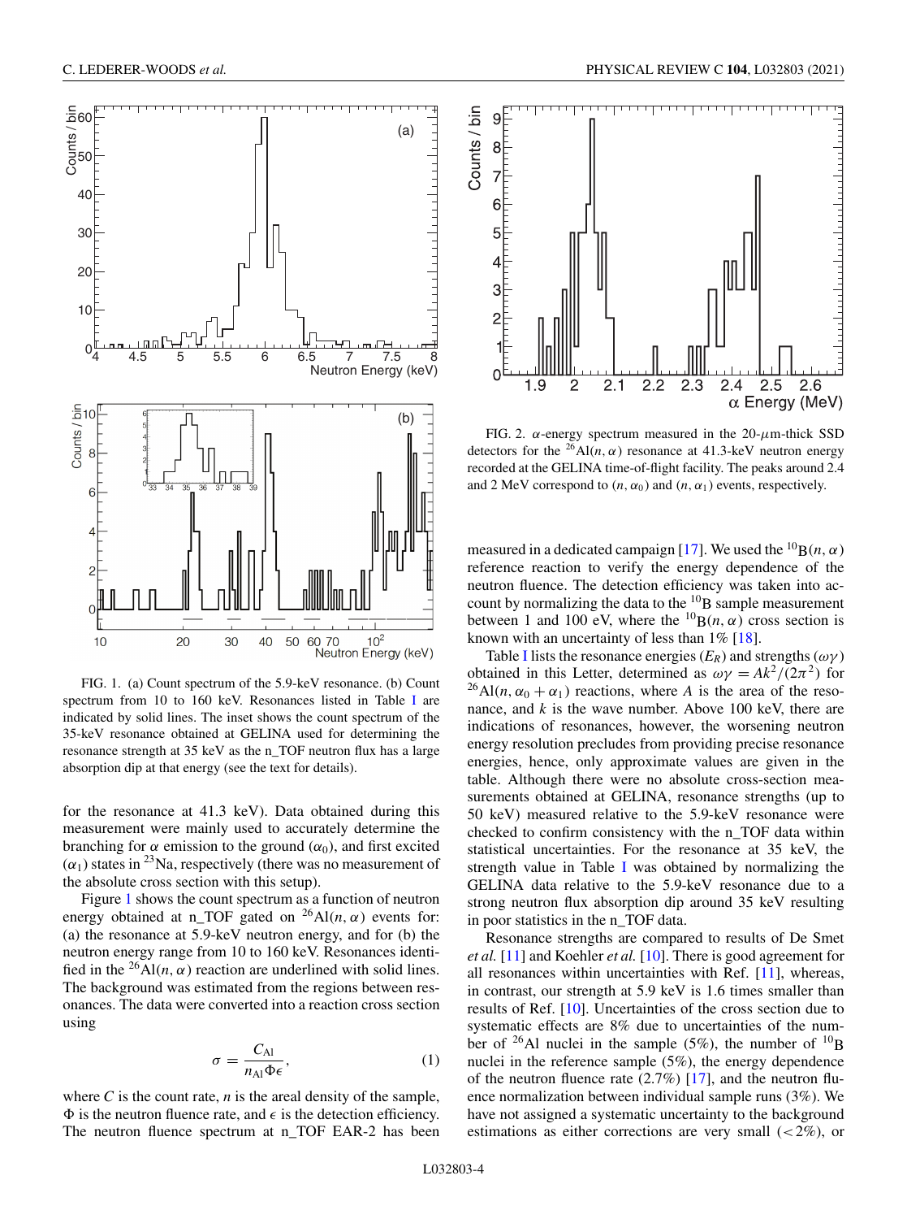FIG. 1. (a) Count spectrum of the 5.9-keV resonance. (b) Count spectrum from 10 to 160 keV. Resonances listed in Table I are indicated by solid lines. The inset shows the count spectrum of the 35-keV resonance obtained at GELINA used for determining the resonance strength at 35 keV as the n_TOF neutron flux has a large absorption dip at that energy (see the text for details).

for the resonance at 41.3 keV). Data obtained during this measurement were mainly used to accurately determine the branching for $\alpha$ emission to the ground ($\alpha_0$), and first excited ($\alpha_1$) states in $^{23}$Na, respectively (there was no measurement of the absolute cross section with this setup).

Figure 1 shows the count spectrum as a function of neutron energy obtained at n_TOF gated on $^{26}$Al$(n, \alpha)$ events for: (a) the resonance at 5.9-keV neutron energy, and for (b) the neutron energy range from 10 to 160 keV. Resonances identified in the $^{26}$Al$(n, \alpha)$ reaction are underlined with solid lines. The background was estimated from the regions between resonances. The data were converted into a reaction cross section using

$$\sigma = \frac{C_{\mathrm{Al}}}{n_{\mathrm{Al}} \Phi \epsilon}, \tag{1}$$

where $C$ is the count rate, $n$ is the areal density of the sample, $\Phi$ is the neutron fluence rate, and $\epsilon$ is the detection efficiency. The neutron fluence spectrum at n_TOF EAR-2 has been measured in a dedicated campaign [17]. We used the $^{10}$B$(n, \alpha)$ reference reaction to verify the energy dependence of the neutron fluence. The detection efficiency was taken into account by normalizing the data to the $^{10}$B sample measurement between 1 and 100 eV, where the $^{10}$B$(n, \alpha)$ cross section is known with an uncertainty of less than 1% [18].

FIG. 2. $\alpha$-energy spectrum measured in the 20-$\mu$m-thick SSD detectors for the $^{26}$Al$(n, \alpha)$ resonance at 41.3-keV neutron energy recorded at the GELINA time-of-flight facility. The peaks around 2.4 and 2 MeV correspond to $(n, \alpha_0)$ and $(n, \alpha_1)$ events, respectively.

Table I lists the resonance energies ($E_R$) and strengths ($\omega\gamma$) obtained in this Letter, determined as $\omega\gamma = Ak^2/(2\pi^2)$ for $^{26}$Al$(n, \alpha_0 + \alpha_1)$ reactions, where $A$ is the area of the resonance, and $k$ is the wave number. Above 100 keV, there are indications of resonances, however, the worsening neutron energy resolution precludes from providing precise resonance energies, hence, only approximate values are given in the table. Although there were no absolute cross-section measurements obtained at GELINA, resonance strengths (up to 50 keV) measured relative to the 5.9-keV resonance were checked to confirm consistency with the n_TOF data within statistical uncertainties. For the resonance at 35 keV, the strength value in Table I was obtained by normalizing the GELINA data relative to the 5.9-keV resonance due to a strong neutron flux absorption dip around 35 keV resulting in poor statistics in the n_TOF data.

Resonance strengths are compared to results of De Smet *et al.* [11] and Koehler *et al.* [10]. There is good agreement for all resonances within uncertainties with Ref. [11], whereas, in contrast, our strength at 5.9 keV is 1.6 times smaller than results of Ref. [10]. Uncertainties of the cross section due to systematic effects are 8% due to uncertainties of the number of $^{26}$Al nuclei in the sample (5%), the number of $^{10}$B nuclei in the reference sample (5%), the energy dependence of the neutron fluence rate (2.7%) [17], and the neutron fluence normalization between individual sample runs (3%). We have not assigned a systematic uncertainty to the background estimations as either corrections are very small ($<$2%), or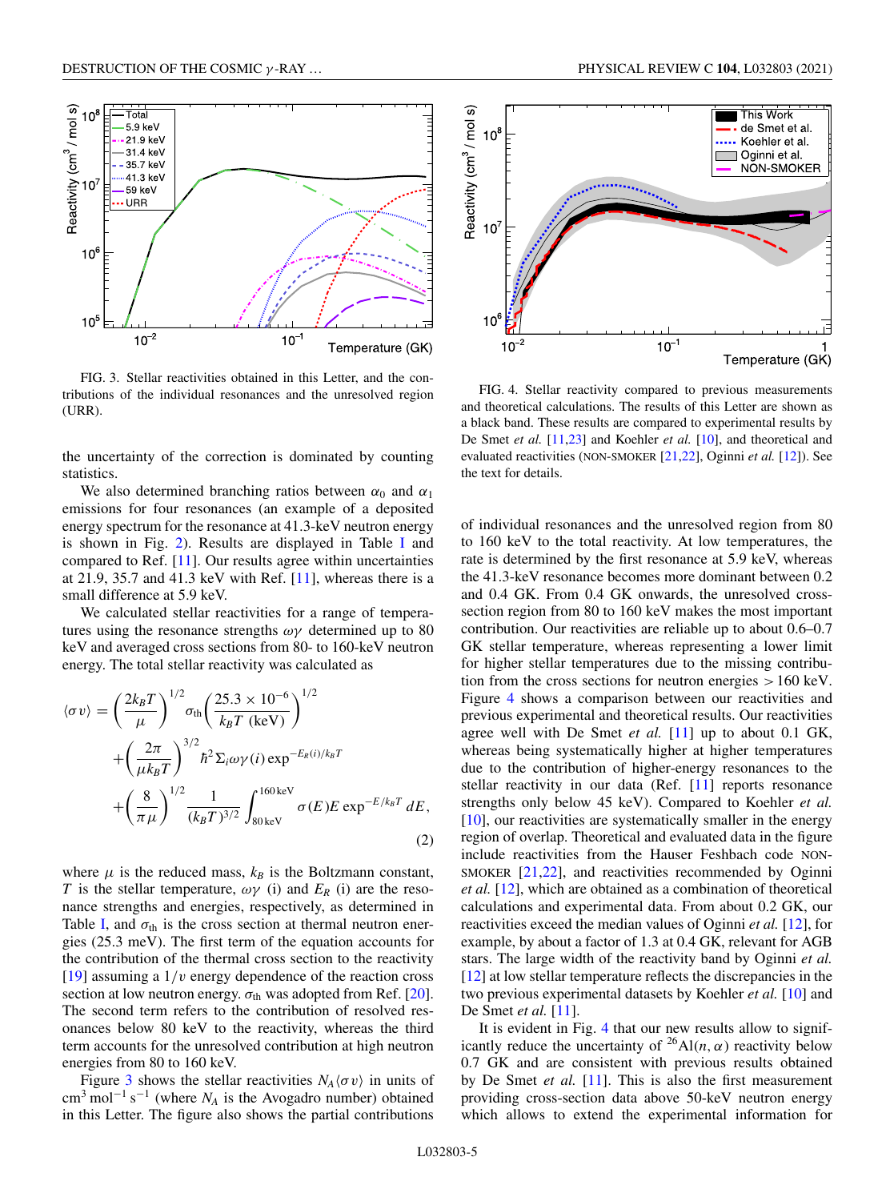FIG. 3. Stellar reactivities obtained in this Letter, and the contributions of the individual resonances and the unresolved region (URR).

FIG. 4. Stellar reactivity compared to previous measurements and theoretical calculations. The results of this Letter are shown as a black band. These results are compared to experimental results by De Smet *et al.* [11,23] and Koehler *et al.* [10], and theoretical and evaluated reactivities (NON-SMOKER [21,22], Oginni *et al.* [12]). See the text for details.

the uncertainty of the correction is dominated by counting statistics.

We also determined branching ratios between $\alpha_0$ and $\alpha_1$ emissions for four resonances (an example of a deposited energy spectrum for the resonance at 41.3-keV neutron energy is shown in Fig. 2). Results are displayed in Table I and compared to Ref. [11]. Our results agree within uncertainties at 21.9, 35.7 and 41.3 keV with Ref. [11], whereas there is a small difference at 5.9 keV.

We calculated stellar reactivities for a range of temperatures using the resonance strengths $\omega\gamma$ determined up to 80 keV and averaged cross sections from 80- to 160-keV neutron energy. The total stellar reactivity was calculated as

$$
\begin{aligned}
\langle\sigma v\rangle = &\left(\frac{2k_BT}{\mu}\right)^{1/2}\sigma_{\text{th}}\left(\frac{25.3\times10^{-6}}{k_BT\ (\text{keV})}\right)^{1/2}\\
&+\left(\frac{2\pi}{\mu k_BT}\right)^{3/2}\hbar^2\Sigma_i\omega\gamma(i)\exp^{-E_R(i)/k_BT}\\
&+\left(\frac{8}{\pi\mu}\right)^{1/2}\frac{1}{(k_BT)^{3/2}}\int_{80\,\text{keV}}^{160\,\text{keV}}\sigma(E)E\exp^{-E/k_BT}dE,
\end{aligned}
\tag{2}
$$

where $\mu$ is the reduced mass, $k_B$ is the Boltzmann constant, $T$ is the stellar temperature, $\omega\gamma$ (i) and $E_R$ (i) are the resonance strengths and energies, respectively, as determined in Table I, and $\sigma_{\text{th}}$ is the cross section at thermal neutron energies (25.3 meV). The first term of the equation accounts for the contribution of the thermal cross section to the reactivity [19] assuming a $1/v$ energy dependence of the reaction cross section at low neutron energy. $\sigma_{\text{th}}$ was adopted from Ref. [20]. The second term refers to the contribution of resolved resonances below 80 keV to the reactivity, whereas the third term accounts for the unresolved contribution at high neutron energies from 80 to 160 keV.

Figure 3 shows the stellar reactivities $N_A\langle\sigma v\rangle$ in units of $\text{cm}^3\,\text{mol}^{-1}\,\text{s}^{-1}$ (where $N_A$ is the Avogadro number) obtained in this Letter. The figure also shows the partial contributions of individual resonances and the unresolved region from 80 to 160 keV to the total reactivity. At low temperatures, the rate is determined by the first resonance at 5.9 keV, whereas the 41.3-keV resonance becomes more dominant between 0.2 and 0.4 GK. From 0.4 GK onwards, the unresolved cross-section region from 80 to 160 keV makes the most important contribution. Our reactivities are reliable up to about 0.6–0.7 GK stellar temperature, whereas representing a lower limit for higher stellar temperatures due to the missing contribution from the cross sections for neutron energies $> 160$ keV. Figure 4 shows a comparison between our reactivities and previous experimental and theoretical results. Our reactivities agree well with De Smet *et al.* [11] up to about 0.1 GK, whereas being systematically higher at higher temperatures due to the contribution of higher-energy resonances to the stellar reactivity in our data (Ref. [11] reports resonance strengths only below 45 keV). Compared to Koehler *et al.* [10], our reactivities are systematically smaller in the energy region of overlap. Theoretical and evaluated data in the figure include reactivities from the Hauser Feshbach code NON-SMOKER [21,22], and reactivities recommended by Oginni *et al.* [12], which are obtained as a combination of theoretical calculations and experimental data. From about 0.2 GK, our reactivities exceed the median values of Oginni *et al.* [12], for example, by about a factor of 1.3 at 0.4 GK, relevant for AGB stars. The large width of the reactivity band by Oginni *et al.* [12] at low stellar temperature reflects the discrepancies in the two previous experimental datasets by Koehler *et al.* [10] and De Smet *et al.* [11].

It is evident in Fig. 4 that our new results allow to significantly reduce the uncertainty of $^{26}\text{Al}(n,\alpha)$ reactivity below 0.7 GK and are consistent with previous results obtained by De Smet *et al.* [11]. This is also the first measurement providing cross-section data above 50-keV neutron energy which allows to extend the experimental information for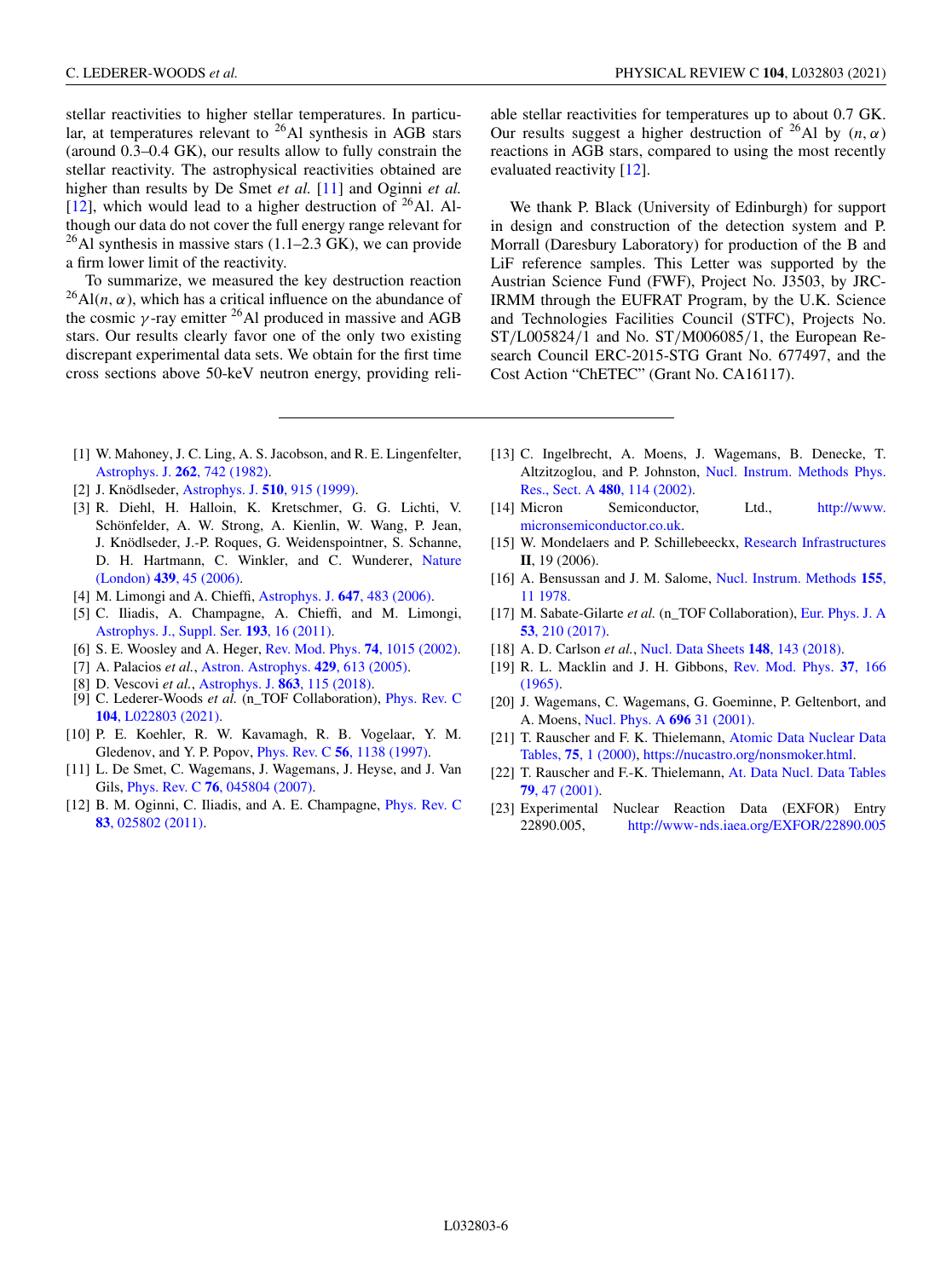stellar reactivities to higher stellar temperatures. In particular, at temperatures relevant to $^{26}$Al synthesis in AGB stars (around 0.3–0.4 GK), our results allow to fully constrain the stellar reactivity. The astrophysical reactivities obtained are higher than results by De Smet *et al.* [11] and Oginni *et al.* [12], which would lead to a higher destruction of $^{26}$Al. Although our data do not cover the full energy range relevant for $^{26}$Al synthesis in massive stars (1.1–2.3 GK), we can provide a firm lower limit of the reactivity.

To summarize, we measured the key destruction reaction $^{26}$Al$(n,\alpha)$, which has a critical influence on the abundance of the cosmic $\gamma$-ray emitter $^{26}$Al produced in massive and AGB stars. Our results clearly favor one of the only two existing discrepant experimental data sets. We obtain for the first time cross sections above 50-keV neutron energy, providing reliable stellar reactivities for temperatures up to about 0.7 GK. Our results suggest a higher destruction of $^{26}$Al by $(n,\alpha)$ reactions in AGB stars, compared to using the most recently evaluated reactivity [12].

We thank P. Black (University of Edinburgh) for support in design and construction of the detection system and P. Morrall (Daresbury Laboratory) for production of the B and LiF reference samples. This Letter was supported by the Austrian Science Fund (FWF), Project No. J3503, by JRC-IRMM through the EUFRAT Program, by the U.K. Science and Technologies Facilities Council (STFC), Projects No. ST/L005824/1 and No. ST/M006085/1, the European Research Council ERC-2015-STG Grant No. 677497, and the Cost Action "ChETEC" (Grant No. CA16117).

---

[1] W. Mahoney, J. C. Ling, A. S. Jacobson, and R. E. Lingenfelter, Astrophys. J. **262**, 742 (1982).

[2] J. Knödlseder, Astrophys. J. **510**, 915 (1999).

[3] R. Diehl, H. Halloin, K. Kretschmer, G. G. Lichti, V. Schönfelder, A. W. Strong, A. Kienlin, W. Wang, P. Jean, J. Knödlseder, J.-P. Roques, G. Weidenspointner, S. Schanne, D. H. Hartmann, C. Winkler, and C. Wunderer, Nature (London) **439**, 45 (2006).

[4] M. Limongi and A. Chieffi, Astrophys. J. **647**, 483 (2006).

[5] C. Iliadis, A. Champagne, A. Chieffi, and M. Limongi, Astrophys. J., Suppl. Ser. **193**, 16 (2011).

[6] S. E. Woosley and A. Heger, Rev. Mod. Phys. **74**, 1015 (2002).

[7] A. Palacios *et al.*, Astron. Astrophys. **429**, 613 (2005).

[8] D. Vescovi *et al.*, Astrophys. J. **863**, 115 (2018).

[9] C. Lederer-Woods *et al.* (n_TOF Collaboration), Phys. Rev. C **104**, L022803 (2021).

[10] P. E. Koehler, R. W. Kavamagh, R. B. Vogelaar, Y. M. Gledenov, and Y. P. Popov, Phys. Rev. C **56**, 1138 (1997).

[11] L. De Smet, C. Wagemans, J. Wagemans, J. Heyse, and J. Van Gils, Phys. Rev. C **76**, 045804 (2007).

[12] B. M. Oginni, C. Iliadis, and A. E. Champagne, Phys. Rev. C **83**, 025802 (2011).

[13] C. Ingelbrecht, A. Moens, J. Wagemans, B. Denecke, T. Altzitzoglou, and P. Johnston, Nucl. Instrum. Methods Phys. Res., Sect. A **480**, 114 (2002).

[14] Micron Semiconductor, Ltd., http://www.micronsemiconductor.co.uk.

[15] W. Mondelaers and P. Schillebeeckx, Research Infrastructures **II**, 19 (2006).

[16] A. Bensussan and J. M. Salome, Nucl. Instrum. Methods **155**, 11 1978.

[17] M. Sabate-Gilarte *et al.* (n_TOF Collaboration), Eur. Phys. J. A **53**, 210 (2017).

[18] A. D. Carlson *et al.*, Nucl. Data Sheets **148**, 143 (2018).

[19] R. L. Macklin and J. H. Gibbons, Rev. Mod. Phys. **37**, 166 (1965).

[20] J. Wagemans, C. Wagemans, G. Goeminne, P. Geltenbort, and A. Moens, Nucl. Phys. A **696** 31 (2001).

[21] T. Rauscher and F. K. Thielemann, Atomic Data Nuclear Data Tables, **75**, 1 (2000), https://nucastro.org/nonsmoker.html.

[22] T. Rauscher and F.-K. Thielemann, At. Data Nucl. Data Tables **79**, 47 (2001).

[23] Experimental Nuclear Reaction Data (EXFOR) Entry 22890.005, http://www-nds.iaea.org/EXFOR/22890.005